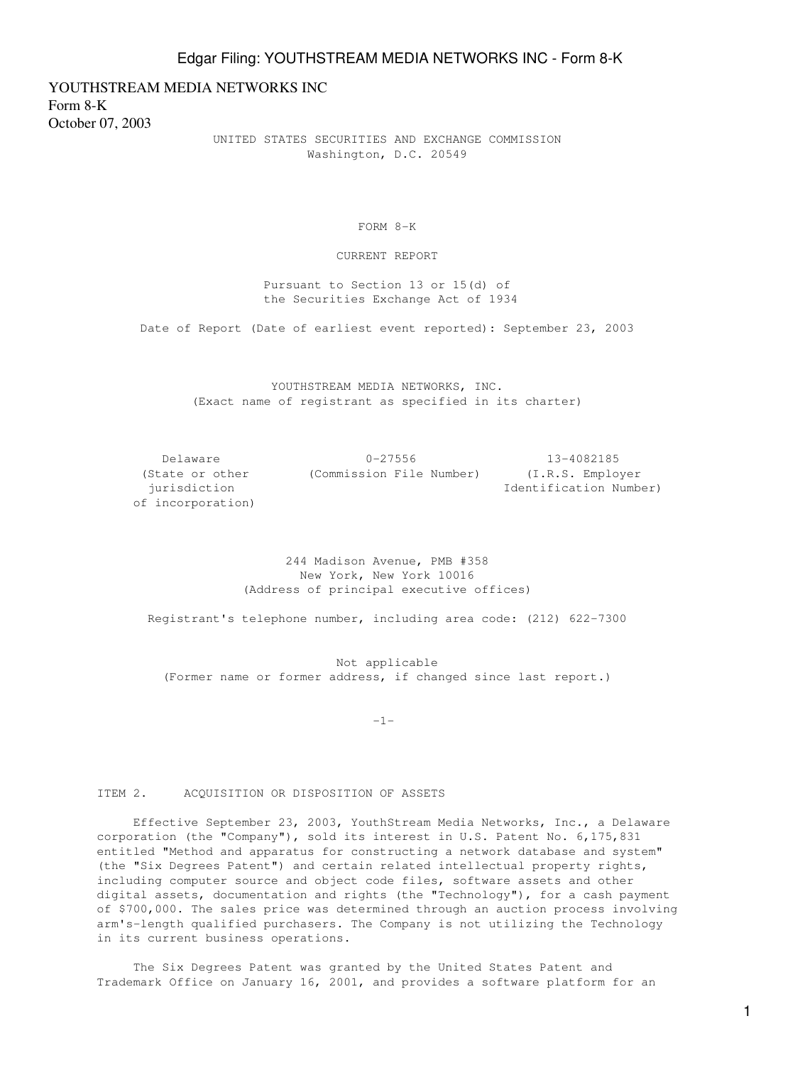YOUTHSTREAM MEDIA NETWORKS INC
Form 8-K
October 07, 2003

UNITED STATES SECURITIES AND EXCHANGE COMMISSION
Washington, D.C. 20549

# FORM 8-K

## CURRENT REPORT

Pursuant to Section 13 or 15(d) of
the Securities Exchange Act of 1934

Date of Report (Date of earliest event reported): September 23, 2003

YOUTHSTREAM MEDIA NETWORKS, INC.
(Exact name of registrant as specified in its charter)

| Delaware | 0-27556 | 13-4082185 |
|---|---|---|
| (State or other jurisdiction of incorporation) | (Commission File Number) | (I.R.S. Employer Identification Number) |

244 Madison Avenue, PMB #358
New York, New York 10016
(Address of principal executive offices)

Registrant's telephone number, including area code: (212) 622-7300

Not applicable
(Former name or former address, if changed since last report.)

## ITEM 2. ACQUISITION OR DISPOSITION OF ASSETS

Effective September 23, 2003, YouthStream Media Networks, Inc., a Delaware corporation (the "Company"), sold its interest in U.S. Patent No. 6,175,831 entitled "Method and apparatus for constructing a network database and system" (the "Six Degrees Patent") and certain related intellectual property rights, including computer source and object code files, software assets and other digital assets, documentation and rights (the "Technology"), for a cash payment of $700,000. The sales price was determined through an auction process involving arm's-length qualified purchasers. The Company is not utilizing the Technology in its current business operations.

The Six Degrees Patent was granted by the United States Patent and Trademark Office on January 16, 2001, and provides a software platform for an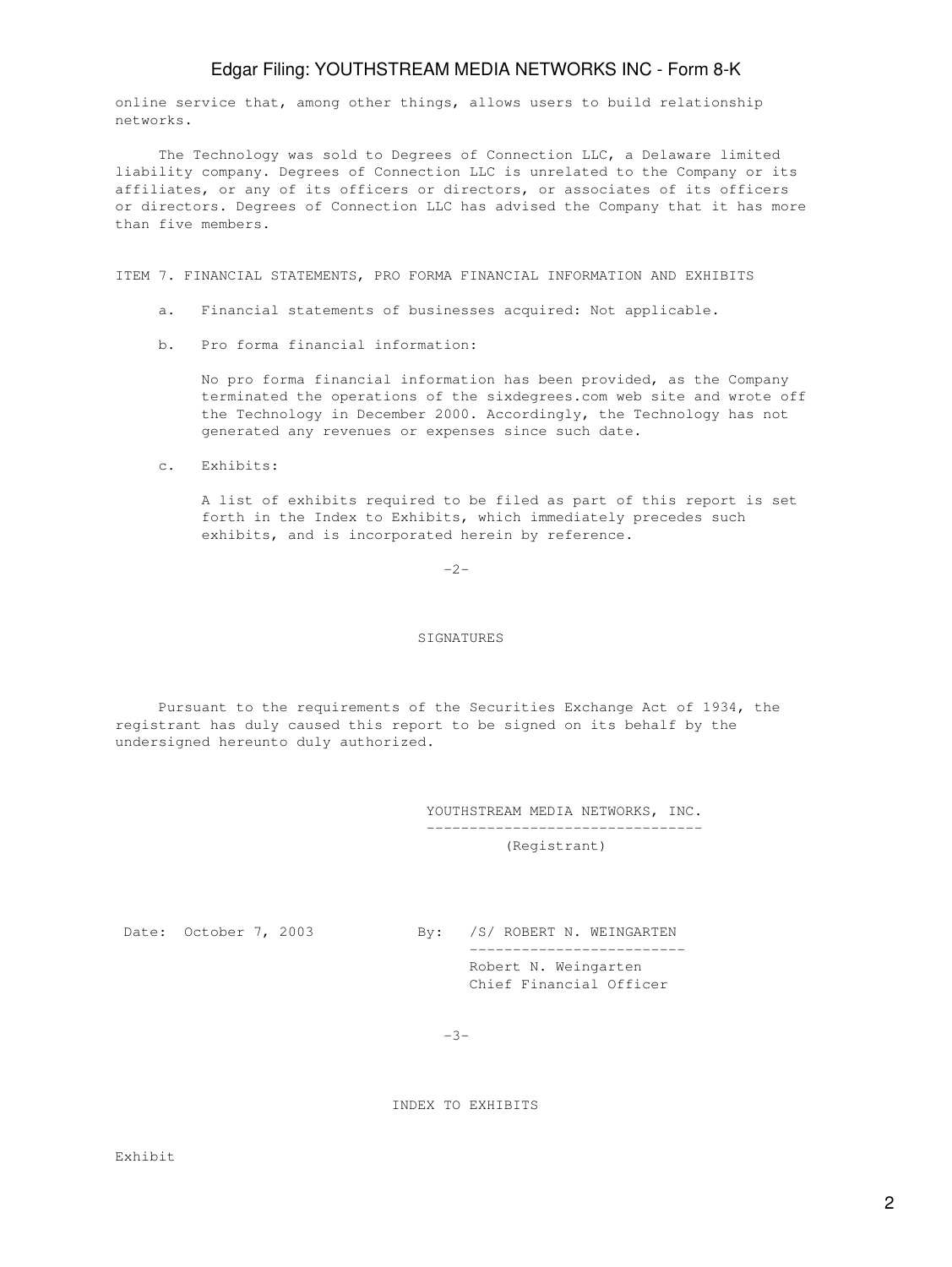online service that, among other things, allows users to build relationship networks.

The Technology was sold to Degrees of Connection LLC, a Delaware limited liability company. Degrees of Connection LLC is unrelated to the Company or its affiliates, or any of its officers or directors, or associates of its officers or directors. Degrees of Connection LLC has advised the Company that it has more than five members.

ITEM 7. FINANCIAL STATEMENTS, PRO FORMA FINANCIAL INFORMATION AND EXHIBITS

a. Financial statements of businesses acquired: Not applicable.

b. Pro forma financial information:

   No pro forma financial information has been provided, as the Company terminated the operations of the sixdegrees.com web site and wrote off the Technology in December 2000. Accordingly, the Technology has not generated any revenues or expenses since such date.

c. Exhibits:

   A list of exhibits required to be filed as part of this report is set forth in the Index to Exhibits, which immediately precedes such exhibits, and is incorporated herein by reference.

## SIGNATURES

Pursuant to the requirements of the Securities Exchange Act of 1934, the registrant has duly caused this report to be signed on its behalf by the undersigned hereunto duly authorized.

YOUTHSTREAM MEDIA NETWORKS, INC.
(Registrant)

Date: October 7, 2003

By: /S/ ROBERT N. WEINGARTEN
Robert N. Weingarten
Chief Financial Officer

## INDEX TO EXHIBITS

Exhibit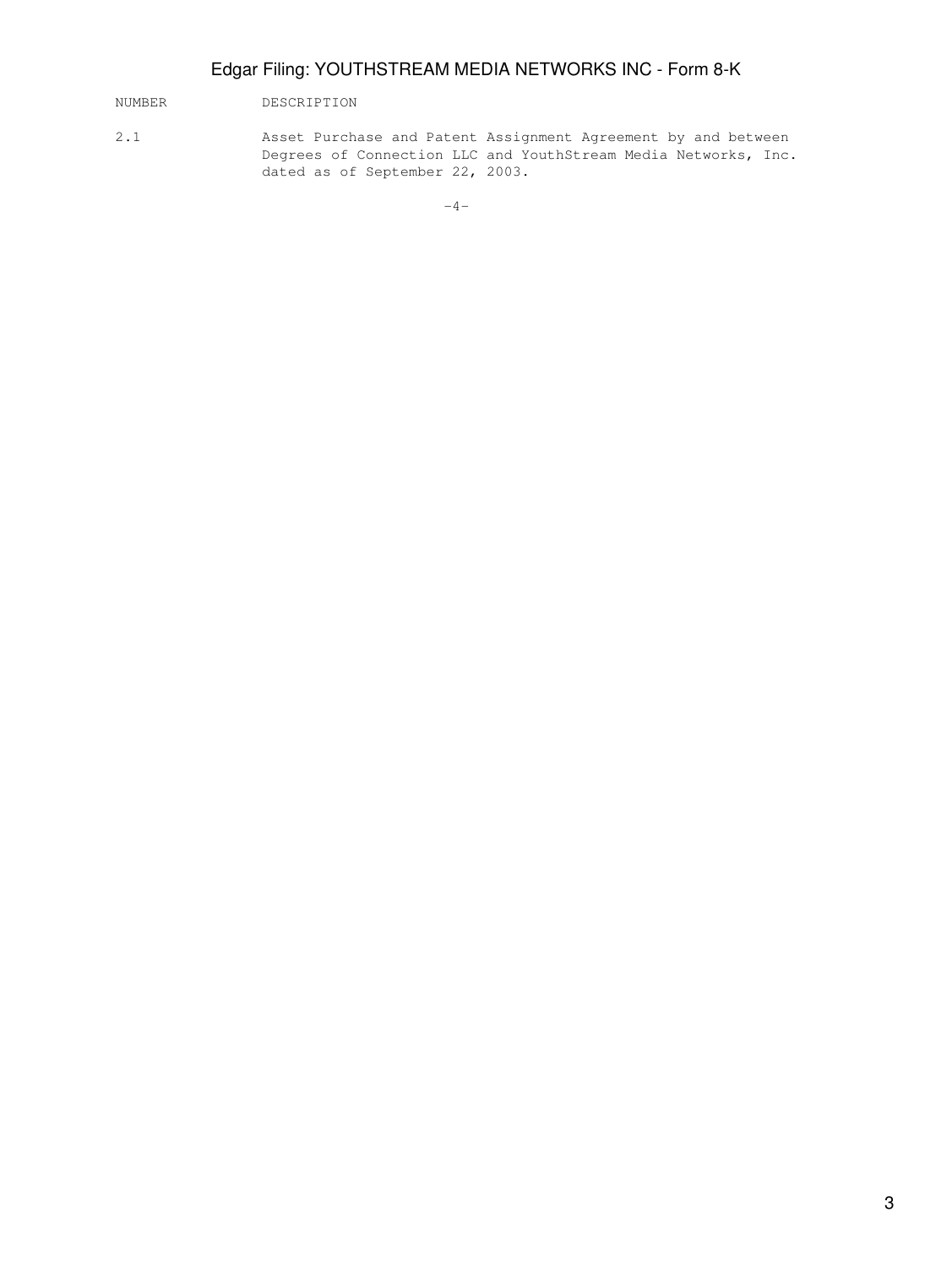| NUMBER | DESCRIPTION |
| --- | --- |
| 2.1 | Asset Purchase and Patent Assignment Agreement by and between Degrees of Connection LLC and YouthStream Media Networks, Inc. dated as of September 22, 2003. |